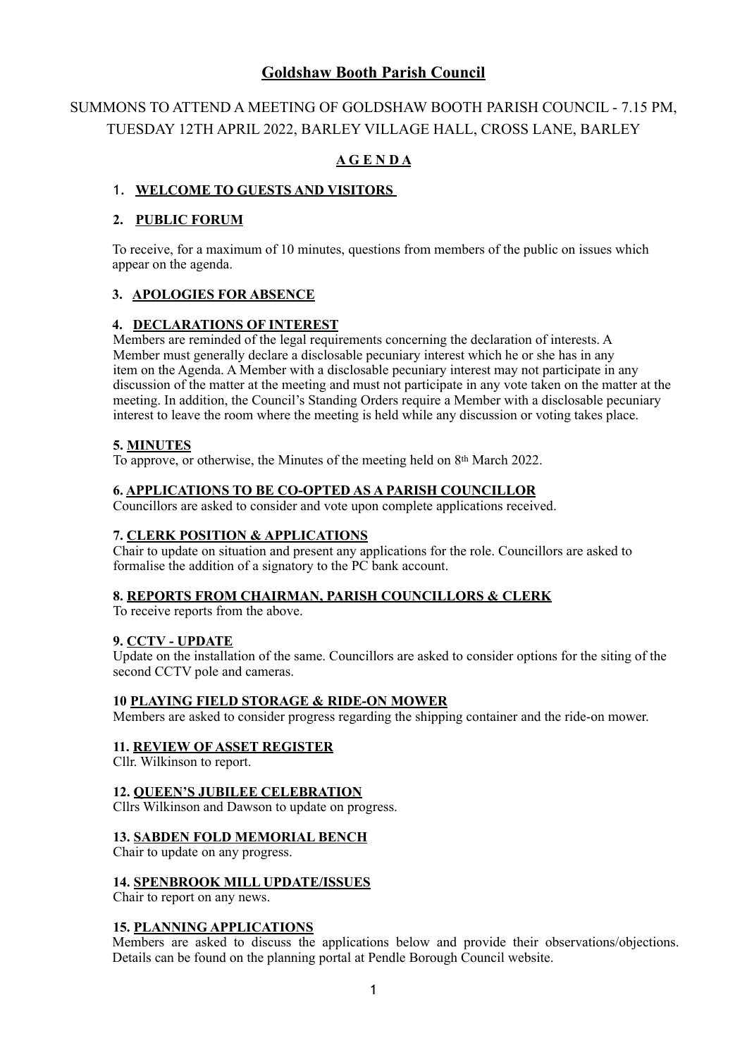# Goldshaw Booth Parish Council

SUMMONS TO ATTEND A MEETING OF GOLDSHAW BOOTH PARISH COUNCIL - 7.15 PM, TUESDAY 12TH APRIL 2022, BARLEY VILLAGE HALL, CROSS LANE, BARLEY

## AGENDA

### 1. WELCOME TO GUESTS AND VISITORS

### 2. PUBLIC FORUM

To receive, for a maximum of 10 minutes, questions from members of the public on issues which appear on the agenda.

### 3. APOLOGIES FOR ABSENCE

### 4. DECLARATIONS OF INTEREST

Members are reminded of the legal requirements concerning the declaration of interests. A Member must generally declare a disclosable pecuniary interest which he or she has in any item on the Agenda. A Member with a disclosable pecuniary interest may not participate in any discussion of the matter at the meeting and must not participate in any vote taken on the matter at the meeting. In addition, the Council's Standing Orders require a Member with a disclosable pecuniary interest to leave the room where the meeting is held while any discussion or voting takes place.

### 5. MINUTES

To approve, or otherwise, the Minutes of the meeting held on 8th March 2022.

### 6. APPLICATIONS TO BE CO-OPTED AS A PARISH COUNCILLOR

Councillors are asked to consider and vote upon complete applications received.

### 7. CLERK POSITION & APPLICATIONS

Chair to update on situation and present any applications for the role. Councillors are asked to formalise the addition of a signatory to the PC bank account.

### 8. REPORTS FROM CHAIRMAN, PARISH COUNCILLORS & CLERK

To receive reports from the above.

### 9. CCTV - UPDATE

Update on the installation of the same. Councillors are asked to consider options for the siting of the second CCTV pole and cameras.

### 10 PLAYING FIELD STORAGE & RIDE-ON MOWER

Members are asked to consider progress regarding the shipping container and the ride-on mower.

### 11. REVIEW OF ASSET REGISTER

Cllr. Wilkinson to report.

### 12. QUEEN'S JUBILEE CELEBRATION

Cllrs Wilkinson and Dawson to update on progress.

### 13. SABDEN FOLD MEMORIAL BENCH

Chair to update on any progress.

### 14. SPENBROOK MILL UPDATE/ISSUES

Chair to report on any news.

### 15. PLANNING APPLICATIONS

Members are asked to discuss the applications below and provide their observations/objections. Details can be found on the planning portal at Pendle Borough Council website.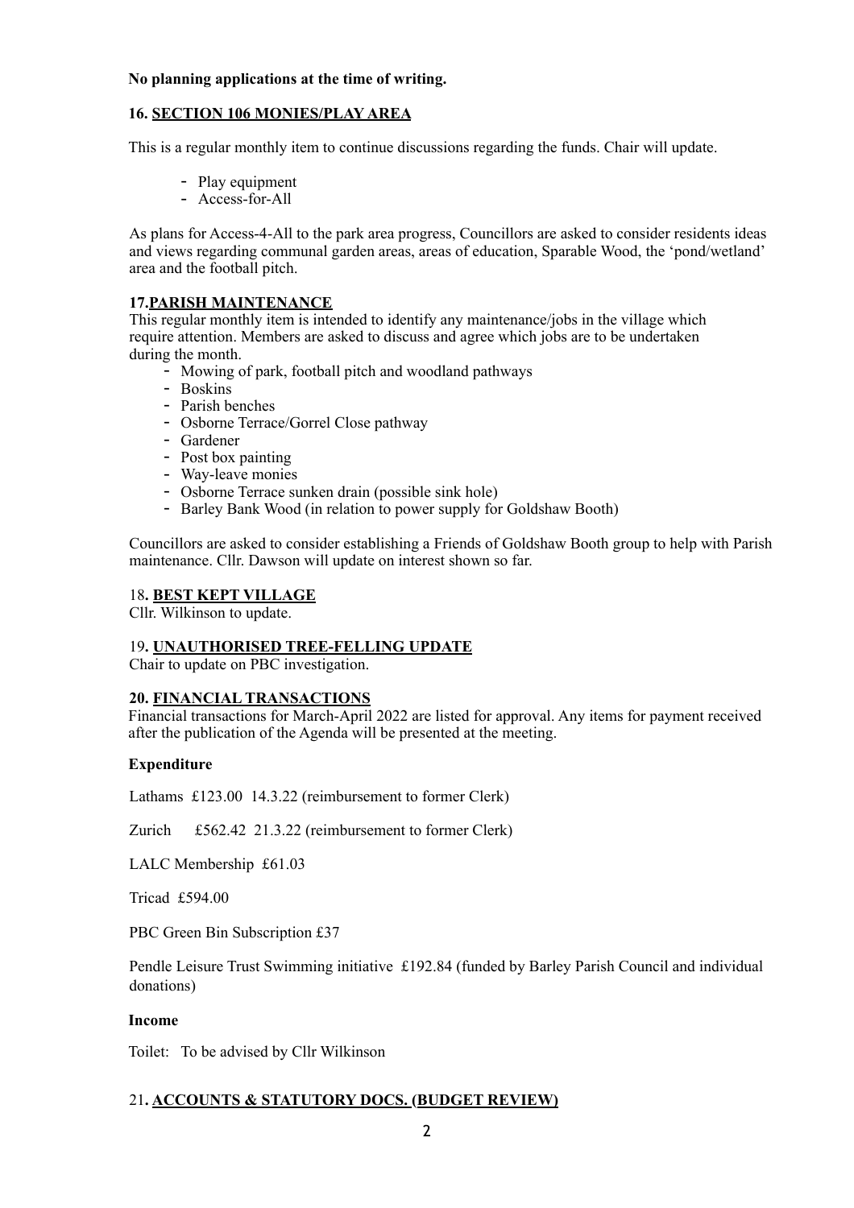**No planning applications at the time of writing.**

**16. SECTION 106 MONIES/PLAY AREA**

This is a regular monthly item to continue discussions regarding the funds. Chair will update.

- Play equipment
- Access-for-All

As plans for Access-4-All to the park area progress, Councillors are asked to consider residents ideas and views regarding communal garden areas, areas of education, Sparable Wood, the 'pond/wetland' area and the football pitch.

**17. PARISH MAINTENANCE**

This regular monthly item is intended to identify any maintenance/jobs in the village which require attention. Members are asked to discuss and agree which jobs are to be undertaken during the month.

- Mowing of park, football pitch and woodland pathways
- Boskins
- Parish benches
- Osborne Terrace/Gorrel Close pathway
- Gardener
- Post box painting
- Way-leave monies
- Osborne Terrace sunken drain (possible sink hole)
- Barley Bank Wood (in relation to power supply for Goldshaw Booth)

Councillors are asked to consider establishing a Friends of Goldshaw Booth group to help with Parish maintenance. Cllr. Dawson will update on interest shown so far.

18**. BEST KEPT VILLAGE**

Cllr. Wilkinson to update.

19**. UNAUTHORISED TREE-FELLING UPDATE**

Chair to update on PBC investigation.

**20. FINANCIAL TRANSACTIONS**

Financial transactions for March-April 2022 are listed for approval. Any items for payment received after the publication of the Agenda will be presented at the meeting.

**Expenditure**

Lathams £123.00 14.3.22 (reimbursement to former Clerk)

Zurich £562.42 21.3.22 (reimbursement to former Clerk)

LALC Membership £61.03

Tricad £594.00

PBC Green Bin Subscription £37

Pendle Leisure Trust Swimming initiative £192.84 (funded by Barley Parish Council and individual donations)

**Income**

Toilet: To be advised by Cllr Wilkinson

21**. ACCOUNTS & STATUTORY DOCS. (BUDGET REVIEW)**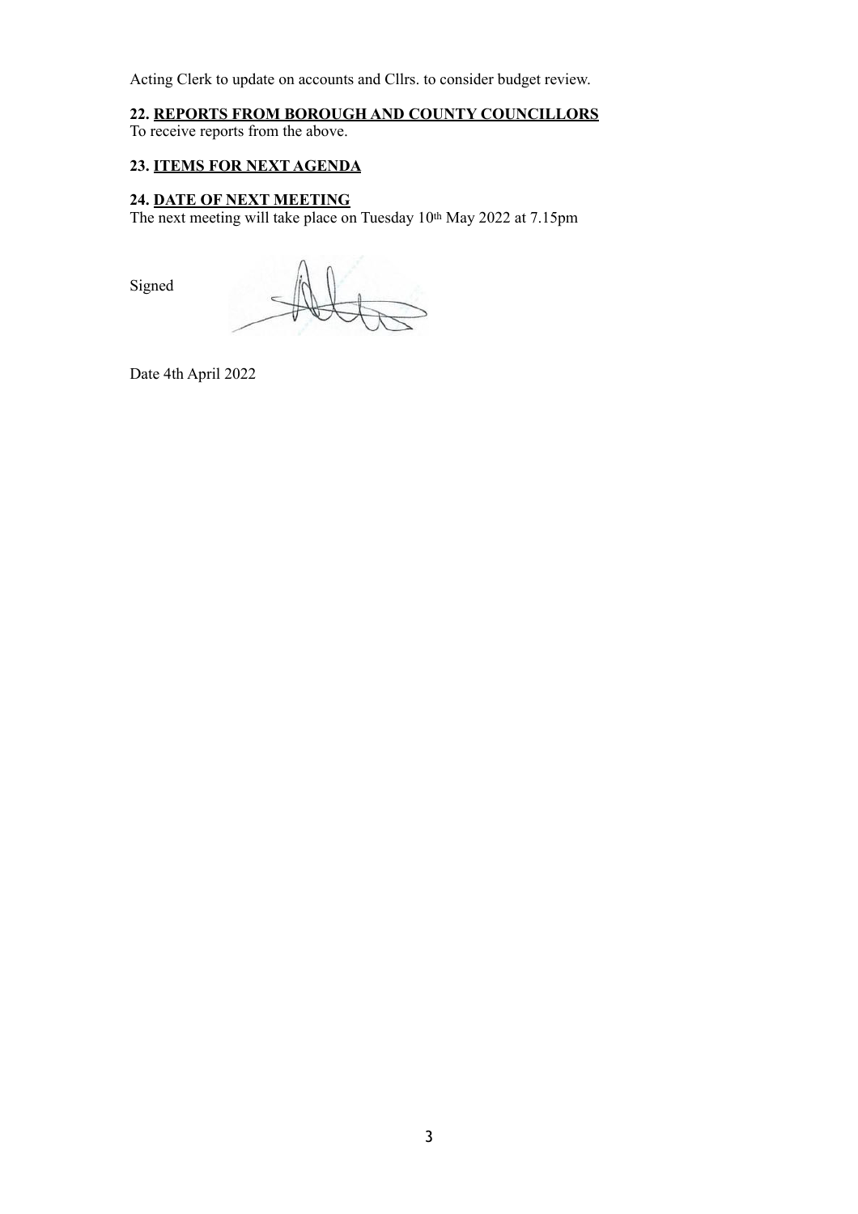Acting Clerk to update on accounts and Cllrs. to consider budget review.

**22. REPORTS FROM BOROUGH AND COUNTY COUNCILLORS**

To receive reports from the above.

**23. ITEMS FOR NEXT AGENDA**

**24. DATE OF NEXT MEETING**

The next meeting will take place on Tuesday 10th May 2022 at 7.15pm

Signed

Date 4th April 2022